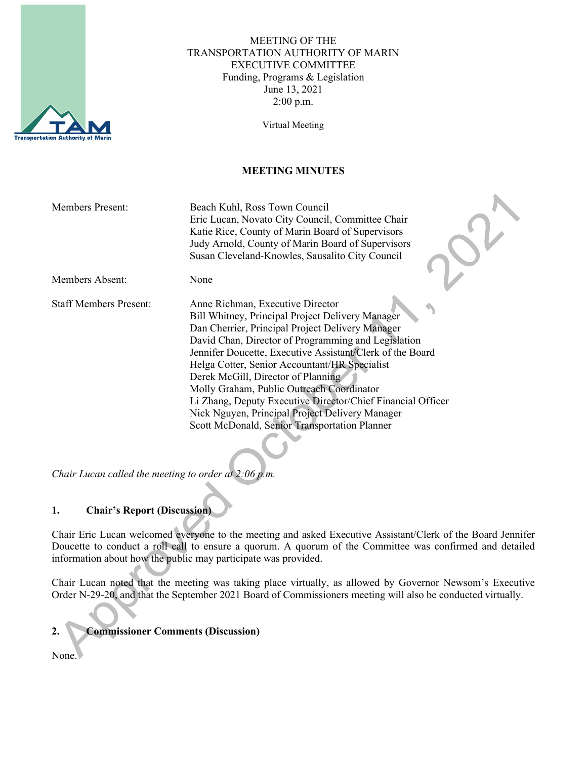MEETING OF THE
TRANSPORTATION AUTHORITY OF MARIN
EXECUTIVE COMMITTEE
Funding, Programs & Legislation
June 13, 2021
2:00 p.m.

Virtual Meeting

## MEETING MINUTES

| | |
|---|---|
| Members Present: | Beach Kuhl, Ross Town Council<br>Eric Lucan, Novato City Council, Committee Chair<br>Katie Rice, County of Marin Board of Supervisors<br>Judy Arnold, County of Marin Board of Supervisors<br>Susan Cleveland-Knowles, Sausalito City Council |
| Members Absent: | None |
| Staff Members Present: | Anne Richman, Executive Director<br>Bill Whitney, Principal Project Delivery Manager<br>Dan Cherrier, Principal Project Delivery Manager<br>David Chan, Director of Programming and Legislation<br>Jennifer Doucette, Executive Assistant/Clerk of the Board<br>Helga Cotter, Senior Accountant/HR Specialist<br>Derek McGill, Director of Planning<br>Molly Graham, Public Outreach Coordinator<br>Li Zhang, Deputy Executive Director/Chief Financial Officer<br>Nick Nguyen, Principal Project Delivery Manager<br>Scott McDonald, Senior Transportation Planner |

*Chair Lucan called the meeting to order at 2:06 p.m.*

### 1. Chair's Report (Discussion)

Chair Eric Lucan welcomed everyone to the meeting and asked Executive Assistant/Clerk of the Board Jennifer Doucette to conduct a roll call to ensure a quorum. A quorum of the Committee was confirmed and detailed information about how the public may participate was provided.

Chair Lucan noted that the meeting was taking place virtually, as allowed by Governor Newsom's Executive Order N-29-20, and that the September 2021 Board of Commissioners meeting will also be conducted virtually.

### 2. Commissioner Comments (Discussion)

None.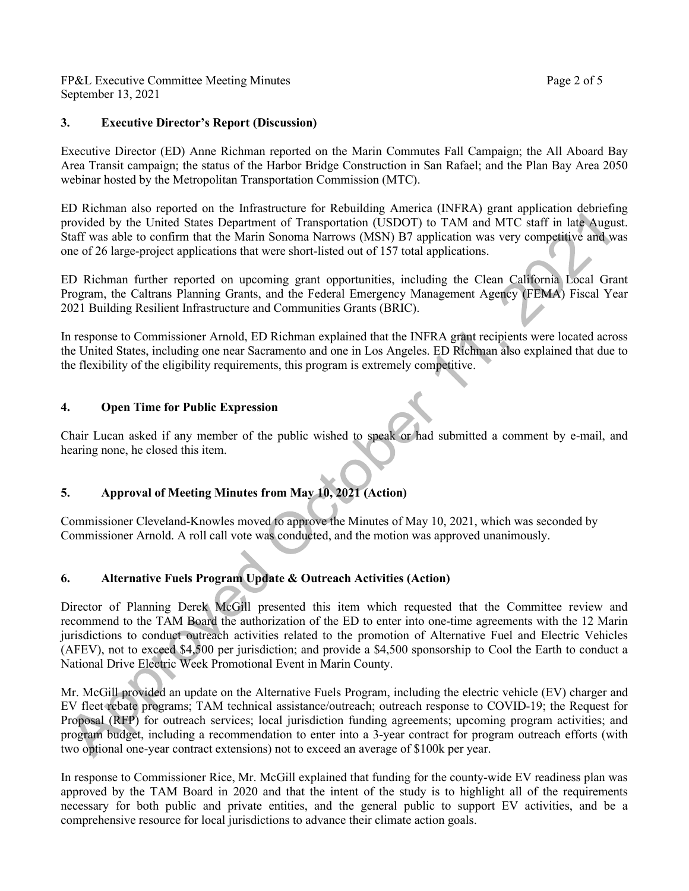### 3. Executive Director's Report (Discussion)

Executive Director (ED) Anne Richman reported on the Marin Commutes Fall Campaign; the All Aboard Bay Area Transit campaign; the status of the Harbor Bridge Construction in San Rafael; and the Plan Bay Area 2050 webinar hosted by the Metropolitan Transportation Commission (MTC).

ED Richman also reported on the Infrastructure for Rebuilding America (INFRA) grant application debriefing provided by the United States Department of Transportation (USDOT) to TAM and MTC staff in late August. Staff was able to confirm that the Marin Sonoma Narrows (MSN) B7 application was very competitive and was one of 26 large-project applications that were short-listed out of 157 total applications.

ED Richman further reported on upcoming grant opportunities, including the Clean California Local Grant Program, the Caltrans Planning Grants, and the Federal Emergency Management Agency (FEMA) Fiscal Year 2021 Building Resilient Infrastructure and Communities Grants (BRIC).

In response to Commissioner Arnold, ED Richman explained that the INFRA grant recipients were located across the United States, including one near Sacramento and one in Los Angeles. ED Richman also explained that due to the flexibility of the eligibility requirements, this program is extremely competitive.

### 4. Open Time for Public Expression

Chair Lucan asked if any member of the public wished to speak or had submitted a comment by e-mail, and hearing none, he closed this item.

### 5. Approval of Meeting Minutes from May 10, 2021 (Action)

Commissioner Cleveland-Knowles moved to approve the Minutes of May 10, 2021, which was seconded by Commissioner Arnold. A roll call vote was conducted, and the motion was approved unanimously.

### 6. Alternative Fuels Program Update & Outreach Activities (Action)

Director of Planning Derek McGill presented this item which requested that the Committee review and recommend to the TAM Board the authorization of the ED to enter into one-time agreements with the 12 Marin jurisdictions to conduct outreach activities related to the promotion of Alternative Fuel and Electric Vehicles (AFEV), not to exceed $4,500 per jurisdiction; and provide a $4,500 sponsorship to Cool the Earth to conduct a National Drive Electric Week Promotional Event in Marin County.

Mr. McGill provided an update on the Alternative Fuels Program, including the electric vehicle (EV) charger and EV fleet rebate programs; TAM technical assistance/outreach; outreach response to COVID-19; the Request for Proposal (RFP) for outreach services; local jurisdiction funding agreements; upcoming program activities; and program budget, including a recommendation to enter into a 3-year contract for program outreach efforts (with two optional one-year contract extensions) not to exceed an average of $100k per year.

In response to Commissioner Rice, Mr. McGill explained that funding for the county-wide EV readiness plan was approved by the TAM Board in 2020 and that the intent of the study is to highlight all of the requirements necessary for both public and private entities, and the general public to support EV activities, and be a comprehensive resource for local jurisdictions to advance their climate action goals.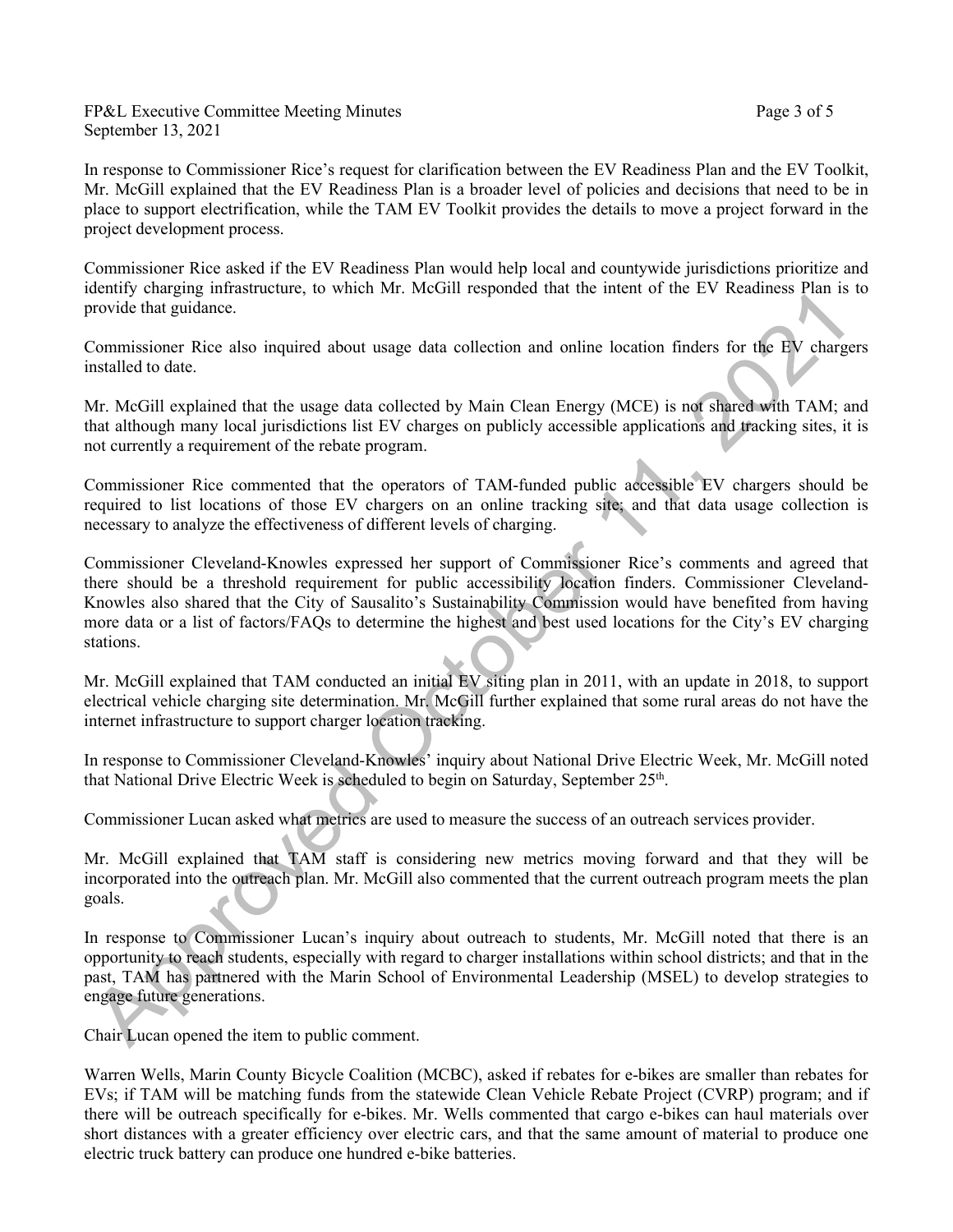In response to Commissioner Rice's request for clarification between the EV Readiness Plan and the EV Toolkit, Mr. McGill explained that the EV Readiness Plan is a broader level of policies and decisions that need to be in place to support electrification, while the TAM EV Toolkit provides the details to move a project forward in the project development process.

Commissioner Rice asked if the EV Readiness Plan would help local and countywide jurisdictions prioritize and identify charging infrastructure, to which Mr. McGill responded that the intent of the EV Readiness Plan is to provide that guidance.

Commissioner Rice also inquired about usage data collection and online location finders for the EV chargers installed to date.

Mr. McGill explained that the usage data collected by Main Clean Energy (MCE) is not shared with TAM; and that although many local jurisdictions list EV charges on publicly accessible applications and tracking sites, it is not currently a requirement of the rebate program.

Commissioner Rice commented that the operators of TAM-funded public accessible EV chargers should be required to list locations of those EV chargers on an online tracking site; and that data usage collection is necessary to analyze the effectiveness of different levels of charging.

Commissioner Cleveland-Knowles expressed her support of Commissioner Rice's comments and agreed that there should be a threshold requirement for public accessibility location finders. Commissioner Cleveland-Knowles also shared that the City of Sausalito's Sustainability Commission would have benefited from having more data or a list of factors/FAQs to determine the highest and best used locations for the City's EV charging stations.

Mr. McGill explained that TAM conducted an initial EV siting plan in 2011, with an update in 2018, to support electrical vehicle charging site determination. Mr. McGill further explained that some rural areas do not have the internet infrastructure to support charger location tracking.

In response to Commissioner Cleveland-Knowles' inquiry about National Drive Electric Week, Mr. McGill noted that National Drive Electric Week is scheduled to begin on Saturday, September 25th.

Commissioner Lucan asked what metrics are used to measure the success of an outreach services provider.

Mr. McGill explained that TAM staff is considering new metrics moving forward and that they will be incorporated into the outreach plan. Mr. McGill also commented that the current outreach program meets the plan goals.

In response to Commissioner Lucan's inquiry about outreach to students, Mr. McGill noted that there is an opportunity to reach students, especially with regard to charger installations within school districts; and that in the past, TAM has partnered with the Marin School of Environmental Leadership (MSEL) to develop strategies to engage future generations.

Chair Lucan opened the item to public comment.

Warren Wells, Marin County Bicycle Coalition (MCBC), asked if rebates for e-bikes are smaller than rebates for EVs; if TAM will be matching funds from the statewide Clean Vehicle Rebate Project (CVRP) program; and if there will be outreach specifically for e-bikes. Mr. Wells commented that cargo e-bikes can haul materials over short distances with a greater efficiency over electric cars, and that the same amount of material to produce one electric truck battery can produce one hundred e-bike batteries.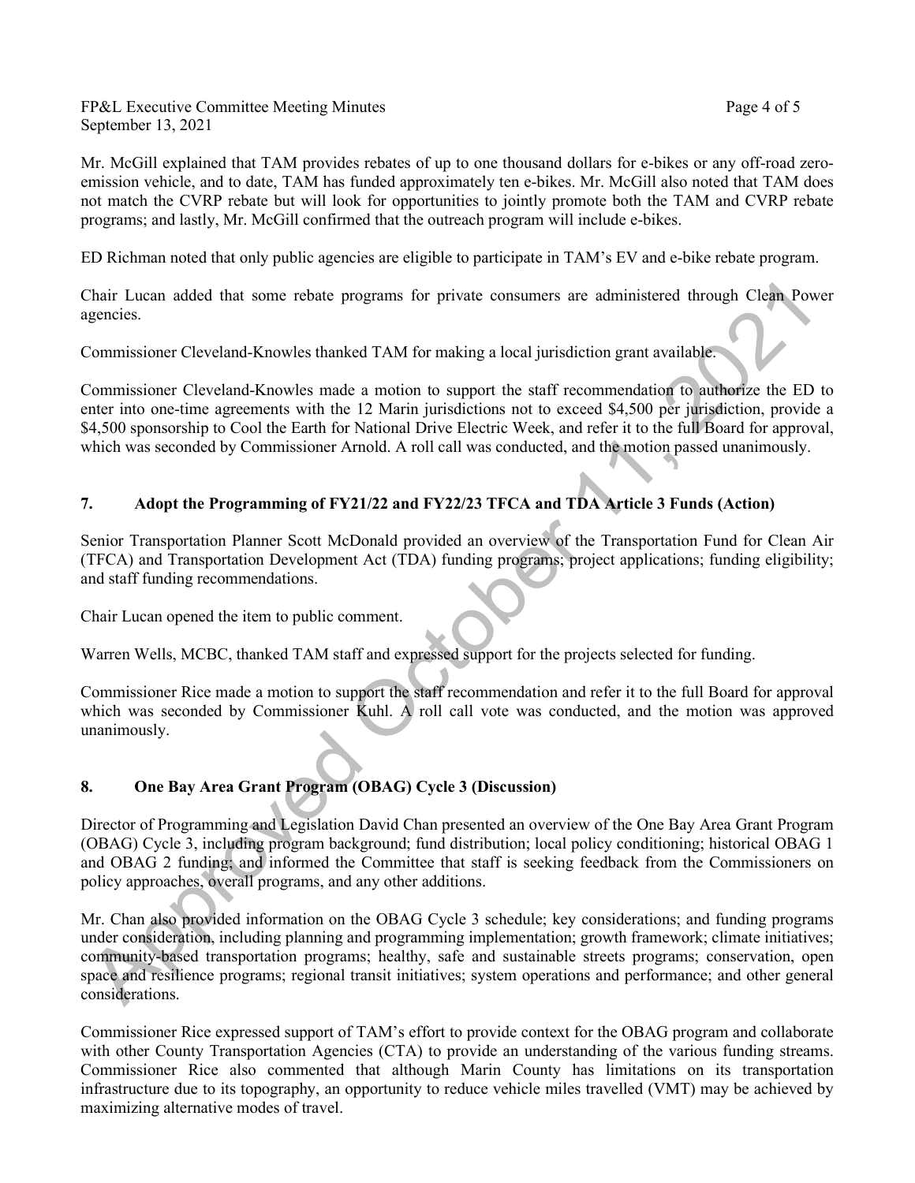Mr. McGill explained that TAM provides rebates of up to one thousand dollars for e-bikes or any off-road zero-emission vehicle, and to date, TAM has funded approximately ten e-bikes. Mr. McGill also noted that TAM does not match the CVRP rebate but will look for opportunities to jointly promote both the TAM and CVRP rebate programs; and lastly, Mr. McGill confirmed that the outreach program will include e-bikes.

ED Richman noted that only public agencies are eligible to participate in TAM's EV and e-bike rebate program.

Chair Lucan added that some rebate programs for private consumers are administered through Clean Power agencies.

Commissioner Cleveland-Knowles thanked TAM for making a local jurisdiction grant available.

Commissioner Cleveland-Knowles made a motion to support the staff recommendation to authorize the ED to enter into one-time agreements with the 12 Marin jurisdictions not to exceed $4,500 per jurisdiction, provide a $4,500 sponsorship to Cool the Earth for National Drive Electric Week, and refer it to the full Board for approval, which was seconded by Commissioner Arnold. A roll call was conducted, and the motion passed unanimously.

## 7. Adopt the Programming of FY21/22 and FY22/23 TFCA and TDA Article 3 Funds (Action)

Senior Transportation Planner Scott McDonald provided an overview of the Transportation Fund for Clean Air (TFCA) and Transportation Development Act (TDA) funding programs; project applications; funding eligibility; and staff funding recommendations.

Chair Lucan opened the item to public comment.

Warren Wells, MCBC, thanked TAM staff and expressed support for the projects selected for funding.

Commissioner Rice made a motion to support the staff recommendation and refer it to the full Board for approval which was seconded by Commissioner Kuhl. A roll call vote was conducted, and the motion was approved unanimously.

## 8. One Bay Area Grant Program (OBAG) Cycle 3 (Discussion)

Director of Programming and Legislation David Chan presented an overview of the One Bay Area Grant Program (OBAG) Cycle 3, including program background; fund distribution; local policy conditioning; historical OBAG 1 and OBAG 2 funding; and informed the Committee that staff is seeking feedback from the Commissioners on policy approaches, overall programs, and any other additions.

Mr. Chan also provided information on the OBAG Cycle 3 schedule; key considerations; and funding programs under consideration, including planning and programming implementation; growth framework; climate initiatives; community-based transportation programs; healthy, safe and sustainable streets programs; conservation, open space and resilience programs; regional transit initiatives; system operations and performance; and other general considerations.

Commissioner Rice expressed support of TAM's effort to provide context for the OBAG program and collaborate with other County Transportation Agencies (CTA) to provide an understanding of the various funding streams. Commissioner Rice also commented that although Marin County has limitations on its transportation infrastructure due to its topography, an opportunity to reduce vehicle miles travelled (VMT) may be achieved by maximizing alternative modes of travel.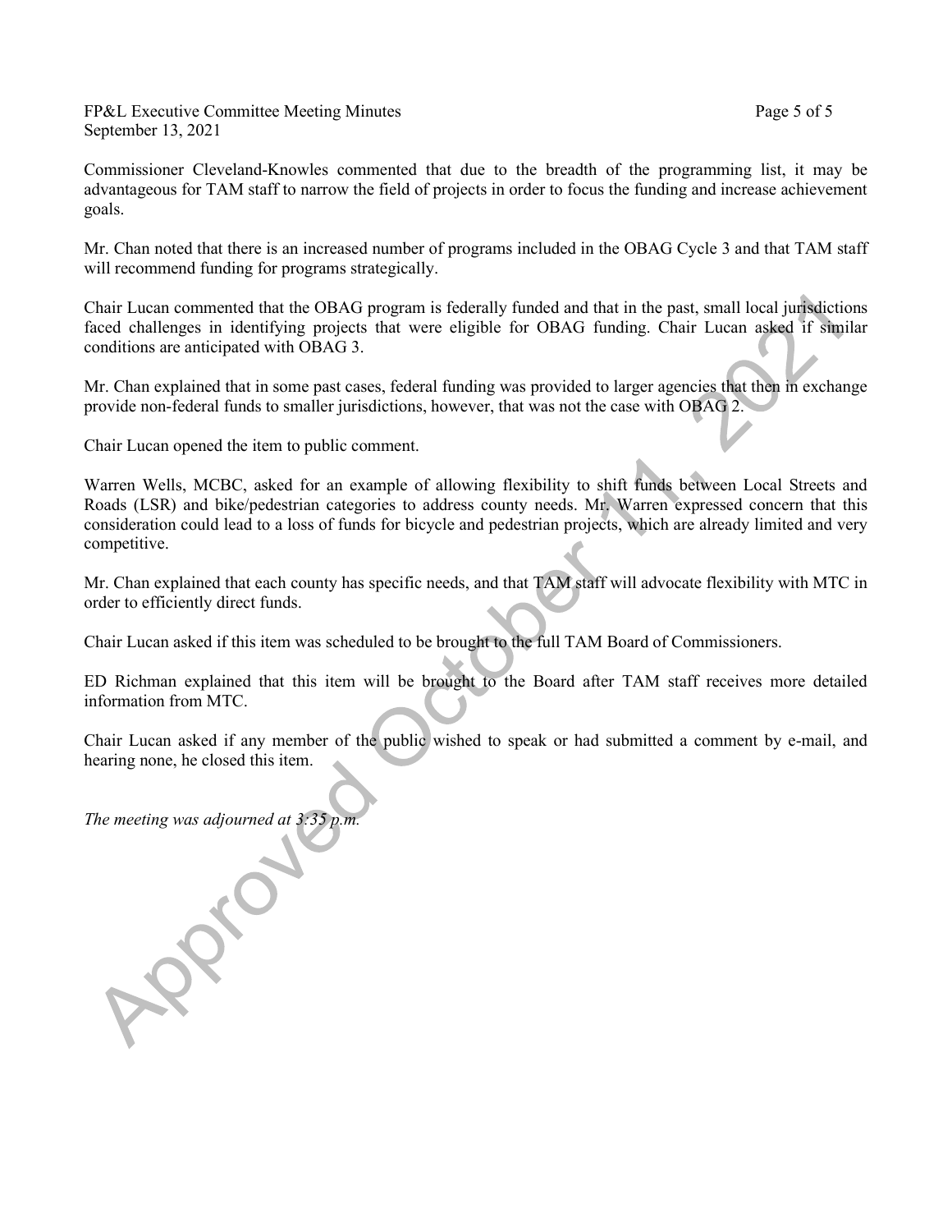Commissioner Cleveland-Knowles commented that due to the breadth of the programming list, it may be advantageous for TAM staff to narrow the field of projects in order to focus the funding and increase achievement goals.

Mr. Chan noted that there is an increased number of programs included in the OBAG Cycle 3 and that TAM staff will recommend funding for programs strategically.

Chair Lucan commented that the OBAG program is federally funded and that in the past, small local jurisdictions faced challenges in identifying projects that were eligible for OBAG funding. Chair Lucan asked if similar conditions are anticipated with OBAG 3.

Mr. Chan explained that in some past cases, federal funding was provided to larger agencies that then in exchange provide non-federal funds to smaller jurisdictions, however, that was not the case with OBAG 2.

Chair Lucan opened the item to public comment.

Warren Wells, MCBC, asked for an example of allowing flexibility to shift funds between Local Streets and Roads (LSR) and bike/pedestrian categories to address county needs. Mr. Warren expressed concern that this consideration could lead to a loss of funds for bicycle and pedestrian projects, which are already limited and very competitive.

Mr. Chan explained that each county has specific needs, and that TAM staff will advocate flexibility with MTC in order to efficiently direct funds.

Chair Lucan asked if this item was scheduled to be brought to the full TAM Board of Commissioners.

ED Richman explained that this item will be brought to the Board after TAM staff receives more detailed information from MTC.

Chair Lucan asked if any member of the public wished to speak or had submitted a comment by e-mail, and hearing none, he closed this item.

*The meeting was adjourned at 3:35 p.m.*

Approved October 11, 2021